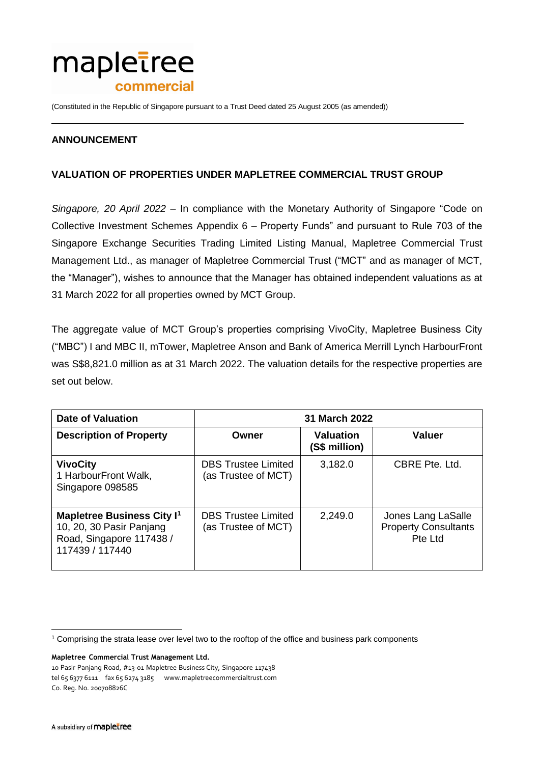mapletree commercial

(Constituted in the Republic of Singapore pursuant to a Trust Deed dated 25 August 2005 (as amended))

**ANNOUNCEMENT**

## VALUATION OF PROPERTIES UNDER MAPLETREE COMMERCIAL TRUST GROUP

*Singapore, 20 April 2022* – In compliance with the Monetary Authority of Singapore "Code on Collective Investment Schemes Appendix 6 – Property Funds" and pursuant to Rule 703 of the Singapore Exchange Securities Trading Limited Listing Manual, Mapletree Commercial Trust Management Ltd., as manager of Mapletree Commercial Trust ("MCT" and as manager of MCT, the "Manager"), wishes to announce that the Manager has obtained independent valuations as at 31 March 2022 for all properties owned by MCT Group.

The aggregate value of MCT Group's properties comprising VivoCity, Mapletree Business City ("MBC") I and MBC II, mTower, Mapletree Anson and Bank of America Merrill Lynch HarbourFront was S$8,821.0 million as at 31 March 2022. The valuation details for the respective properties are set out below.

| **Date of Valuation** | **31 March 2022** | | |
|---|---|---|---|
| **Description of Property** | **Owner** | **Valuation (S$ million)** | **Valuer** |
| **VivoCity** 1 HarbourFront Walk, Singapore 098585 | DBS Trustee Limited (as Trustee of MCT) | 3,182.0 | CBRE Pte. Ltd. |
| **Mapletree Business City I**[1] 10, 20, 30 Pasir Panjang Road, Singapore 117438 / 117439 / 117440 | DBS Trustee Limited (as Trustee of MCT) | 2,249.0 | Jones Lang LaSalle Property Consultants Pte Ltd |

[1] Comprising the strata lease over level two to the rooftop of the office and business park components

**Mapletree Commercial Trust Management Ltd.**
10 Pasir Panjang Road, #13-01 Mapletree Business City, Singapore 117438
tel 65 6377 6111 fax 65 6274 3185 www.mapletreecommercialtrust.com
Co. Reg. No. 200708826C

A subsidiary of mapletree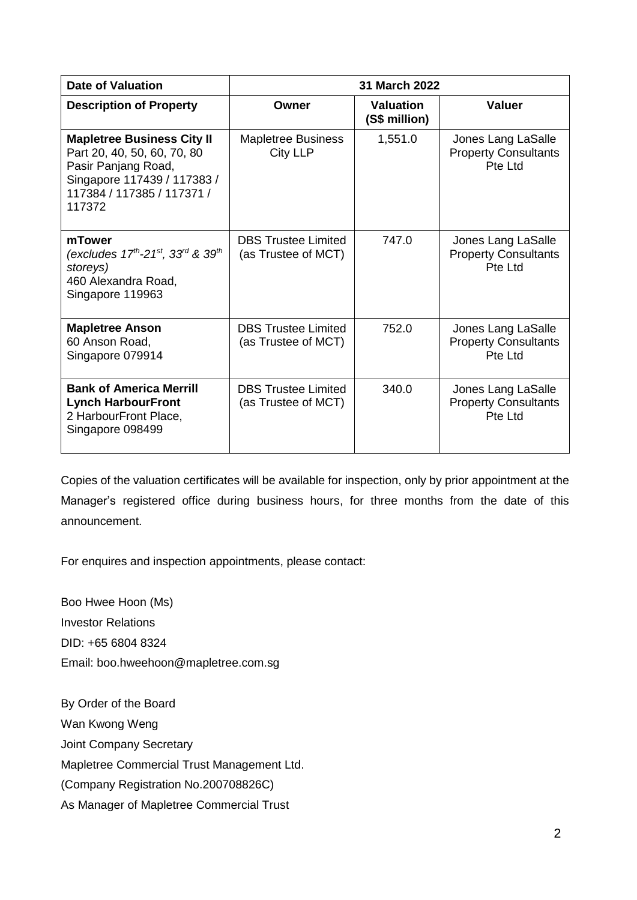| Date of Valuation | 31 March 2022 | | |
|---|---|---|---|
| **Description of Property** | **Owner** | **Valuation (S$ million)** | **Valuer** |
| **Mapletree Business City II** Part 20, 40, 50, 60, 70, 80 Pasir Panjang Road, Singapore 117439 / 117383 / 117384 / 117385 / 117371 / 117372 | Mapletree Business City LLP | 1,551.0 | Jones Lang LaSalle Property Consultants Pte Ltd |
| **mTower** *(excludes 17th-21st, 33rd & 39th storeys)* 460 Alexandra Road, Singapore 119963 | DBS Trustee Limited (as Trustee of MCT) | 747.0 | Jones Lang LaSalle Property Consultants Pte Ltd |
| **Mapletree Anson** 60 Anson Road, Singapore 079914 | DBS Trustee Limited (as Trustee of MCT) | 752.0 | Jones Lang LaSalle Property Consultants Pte Ltd |
| **Bank of America Merrill Lynch HarbourFront** 2 HarbourFront Place, Singapore 098499 | DBS Trustee Limited (as Trustee of MCT) | 340.0 | Jones Lang LaSalle Property Consultants Pte Ltd |

Copies of the valuation certificates will be available for inspection, only by prior appointment at the Manager's registered office during business hours, for three months from the date of this announcement.

For enquires and inspection appointments, please contact:

Boo Hwee Hoon (Ms)
Investor Relations
DID: +65 6804 8324
Email: boo.hweehoon@mapletree.com.sg

By Order of the Board
Wan Kwong Weng
Joint Company Secretary
Mapletree Commercial Trust Management Ltd.
(Company Registration No.200708826C)
As Manager of Mapletree Commercial Trust